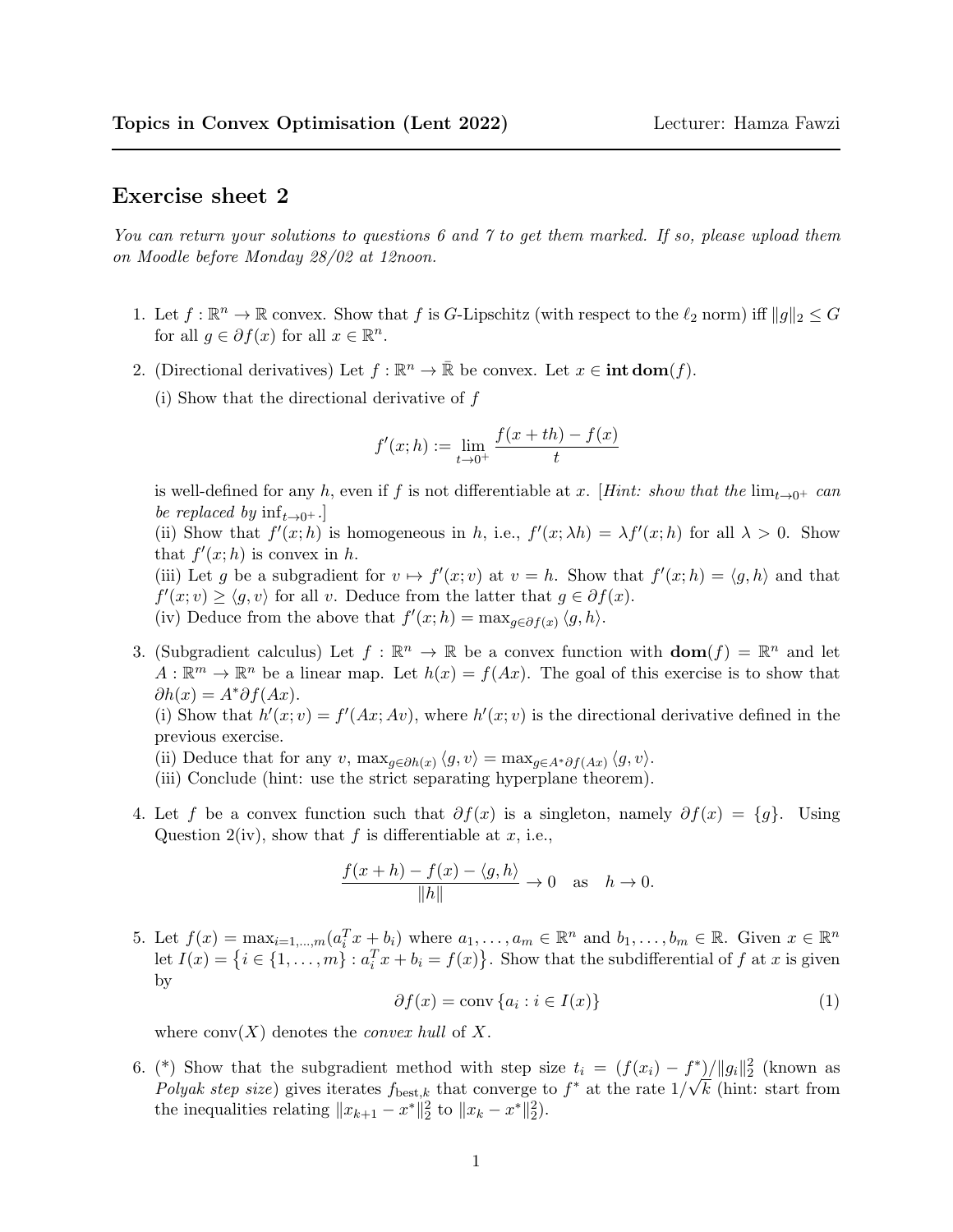**Topics in Convex Optimisation (Lent 2022)** Lecturer: Hamza Fawzi

## Exercise sheet 2

*You can return your solutions to questions 6 and 7 to get them marked. If so, please upload them on Moodle before Monday 28/02 at 12noon.*

1. Let $f : \mathbb{R}^n \to \mathbb{R}$ convex. Show that $f$ is $G$-Lipschitz (with respect to the $\ell_2$ norm) iff $\|g\|_2 \le G$ for all $g \in \partial f(x)$ for all $x \in \mathbb{R}^n$.

2. (Directional derivatives) Let $f : \mathbb{R}^n \to \bar{\mathbb{R}}$ be convex. Let $x \in \textbf{int}\,\textbf{dom}(f)$.

   (i) Show that the directional derivative of $f$

   $$f'(x; h) := \lim_{t \to 0^+} \frac{f(x + th) - f(x)}{t}$$

   is well-defined for any $h$, even if $f$ is not differentiable at $x$. [*Hint: show that the* $\lim_{t\to 0^+}$ *can be replaced by* $\inf_{t\to 0^+}$.]
   (ii) Show that $f'(x; h)$ is homogeneous in $h$, i.e., $f'(x; \lambda h) = \lambda f'(x; h)$ for all $\lambda > 0$. Show that $f'(x; h)$ is convex in $h$.
   (iii) Let $g$ be a subgradient for $v \mapsto f'(x; v)$ at $v = h$. Show that $f'(x; h) = \langle g, h\rangle$ and that $f'(x; v) \ge \langle g, v\rangle$ for all $v$. Deduce from the latter that $g \in \partial f(x)$.
   (iv) Deduce from the above that $f'(x; h) = \max_{g \in \partial f(x)} \langle g, h\rangle$.

3. (Subgradient calculus) Let $f : \mathbb{R}^n \to \mathbb{R}$ be a convex function with $\textbf{dom}(f) = \mathbb{R}^n$ and let $A : \mathbb{R}^m \to \mathbb{R}^n$ be a linear map. Let $h(x) = f(Ax)$. The goal of this exercise is to show that $\partial h(x) = A^* \partial f(Ax)$.
   (i) Show that $h'(x; v) = f'(Ax; Av)$, where $h'(x; v)$ is the directional derivative defined in the previous exercise.
   (ii) Deduce that for any $v$, $\max_{g \in \partial h(x)} \langle g, v\rangle = \max_{g \in A^* \partial f(Ax)} \langle g, v\rangle$.
   (iii) Conclude (hint: use the strict separating hyperplane theorem).

4. Let $f$ be a convex function such that $\partial f(x)$ is a singleton, namely $\partial f(x) = \{g\}$. Using Question 2(iv), show that $f$ is differentiable at $x$, i.e.,

   $$\frac{f(x + h) - f(x) - \langle g, h\rangle}{\|h\|} \to 0 \quad \text{as} \quad h \to 0.$$

5. Let $f(x) = \max_{i=1,\dots,m}(a_i^T x + b_i)$ where $a_1, \dots, a_m \in \mathbb{R}^n$ and $b_1, \dots, b_m \in \mathbb{R}$. Given $x \in \mathbb{R}^n$ let $I(x) = \left\{i \in \{1, \dots, m\} : a_i^T x + b_i = f(x)\right\}$. Show that the subdifferential of $f$ at $x$ is given by

   $$\partial f(x) = \operatorname{conv}\{a_i : i \in I(x)\} \tag{1}$$

   where $\operatorname{conv}(X)$ denotes the *convex hull* of $X$.

6. (*) Show that the subgradient method with step size $t_i = (f(x_i) - f^*)/\|g_i\|_2^2$ (known as *Polyak step size*) gives iterates $f_{\text{best},k}$ that converge to $f^*$ at the rate $1/\sqrt{k}$ (hint: start from the inequalities relating $\|x_{k+1} - x^*\|_2^2$ to $\|x_k - x^*\|_2^2$).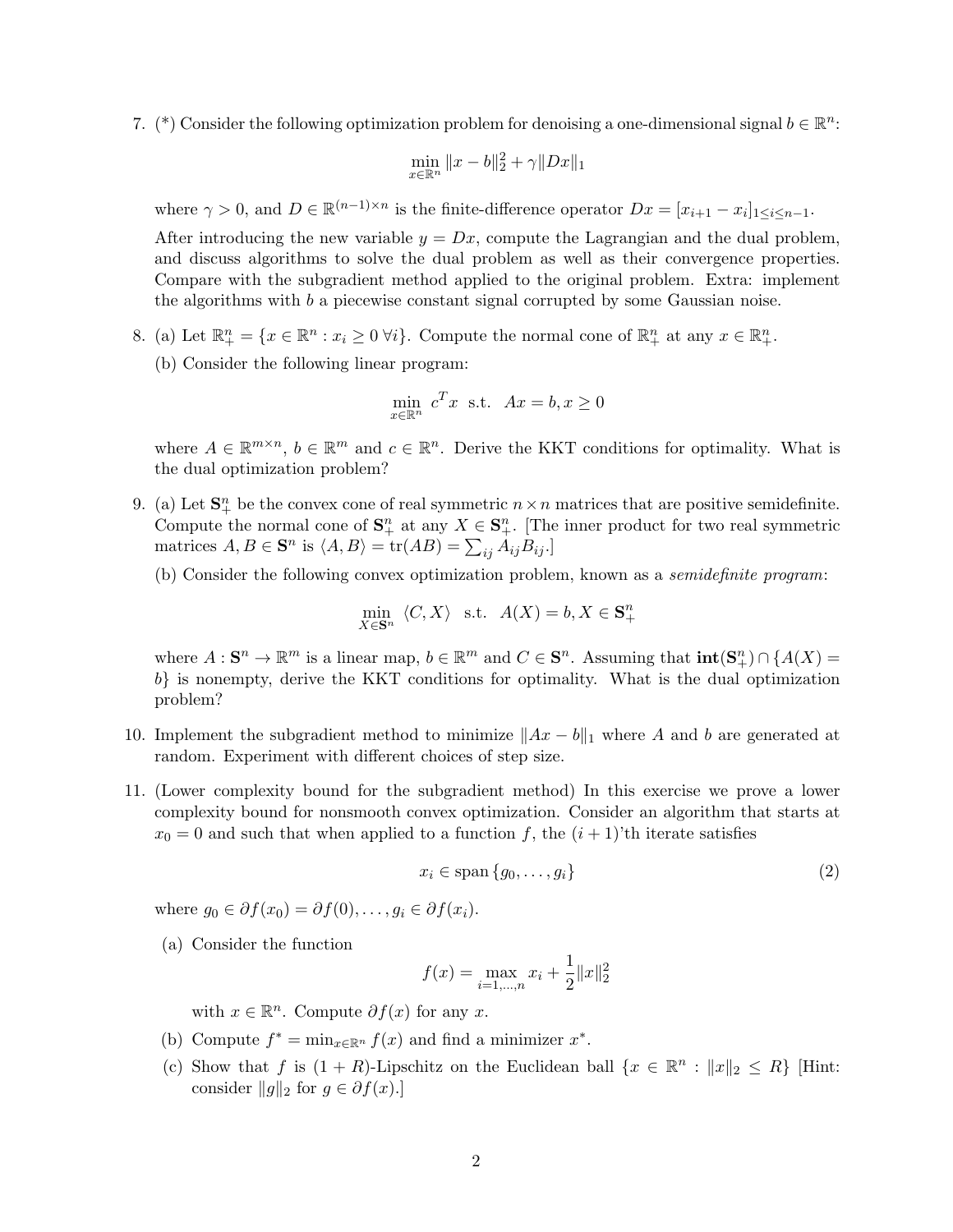7. (*) Consider the following optimization problem for denoising a one-dimensional signal $b \in \mathbb{R}^n$:

$$\min_{x \in \mathbb{R}^n} \|x - b\|_2^2 + \gamma \|Dx\|_1$$

   where $\gamma > 0$, and $D \in \mathbb{R}^{(n-1)\times n}$ is the finite-difference operator $Dx = [x_{i+1} - x_i]_{1 \leq i \leq n-1}$.

   After introducing the new variable $y = Dx$, compute the Lagrangian and the dual problem, and discuss algorithms to solve the dual problem as well as their convergence properties. Compare with the subgradient method applied to the original problem. Extra: implement the algorithms with $b$ a piecewise constant signal corrupted by some Gaussian noise.

8. (a) Let $\mathbb{R}^n_+ = \{x \in \mathbb{R}^n : x_i \geq 0 \; \forall i\}$. Compute the normal cone of $\mathbb{R}^n_+$ at any $x \in \mathbb{R}^n_+$.

   (b) Consider the following linear program:

$$\min_{x \in \mathbb{R}^n} \; c^T x \;\; \text{s.t.} \;\; Ax = b, x \geq 0$$

   where $A \in \mathbb{R}^{m \times n}$, $b \in \mathbb{R}^m$ and $c \in \mathbb{R}^n$. Derive the KKT conditions for optimality. What is the dual optimization problem?

9. (a) Let $\mathbf{S}^n_+$ be the convex cone of real symmetric $n \times n$ matrices that are positive semidefinite. Compute the normal cone of $\mathbf{S}^n_+$ at any $X \in \mathbf{S}^n_+$. [The inner product for two real symmetric matrices $A, B \in \mathbf{S}^n$ is $\langle A, B \rangle = \text{tr}(AB) = \sum_{ij} A_{ij} B_{ij}$.]

   (b) Consider the following convex optimization problem, known as a *semidefinite program*:

$$\min_{X \in \mathbf{S}^n} \; \langle C, X \rangle \;\; \text{s.t.} \;\; A(X) = b, X \in \mathbf{S}^n_+$$

   where $A : \mathbf{S}^n \to \mathbb{R}^m$ is a linear map, $b \in \mathbb{R}^m$ and $C \in \mathbf{S}^n$. Assuming that $\mathbf{int}(\mathbf{S}^n_+) \cap \{A(X) = b\}$ is nonempty, derive the KKT conditions for optimality. What is the dual optimization problem?

10. Implement the subgradient method to minimize $\|Ax - b\|_1$ where $A$ and $b$ are generated at random. Experiment with different choices of step size.

11. (Lower complexity bound for the subgradient method) In this exercise we prove a lower complexity bound for nonsmooth convex optimization. Consider an algorithm that starts at $x_0 = 0$ and such that when applied to a function $f$, the $(i+1)$'th iterate satisfies

$$x_i \in \text{span}\{g_0, \ldots, g_i\} \tag{2}$$

   where $g_0 \in \partial f(x_0) = \partial f(0), \ldots, g_i \in \partial f(x_i)$.

   (a) Consider the function

$$f(x) = \max_{i=1,\ldots,n} x_i + \frac{1}{2}\|x\|_2^2$$

   with $x \in \mathbb{R}^n$. Compute $\partial f(x)$ for any $x$.

   (b) Compute $f^* = \min_{x \in \mathbb{R}^n} f(x)$ and find a minimizer $x^*$.

   (c) Show that $f$ is $(1 + R)$-Lipschitz on the Euclidean ball $\{x \in \mathbb{R}^n : \|x\|_2 \leq R\}$ [Hint: consider $\|g\|_2$ for $g \in \partial f(x)$.]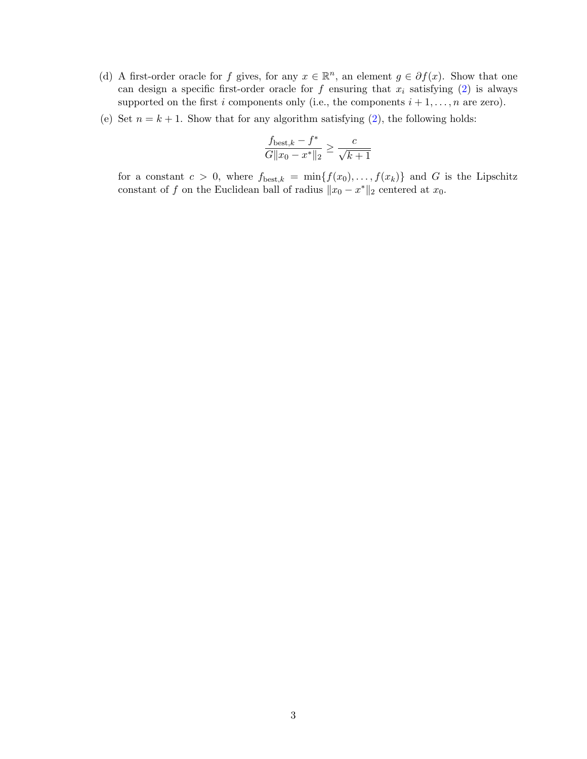(d) A first-order oracle for $f$ gives, for any $x \in \mathbb{R}^n$, an element $g \in \partial f(x)$. Show that one can design a specific first-order oracle for $f$ ensuring that $x_i$ satisfying (2) is always supported on the first $i$ components only (i.e., the components $i+1, \ldots, n$ are zero).

(e) Set $n = k+1$. Show that for any algorithm satisfying (2), the following holds:

$$\frac{f_{\text{best},k} - f^*}{G\|x_0 - x^*\|_2} \geq \frac{c}{\sqrt{k+1}}$$

for a constant $c > 0$, where $f_{\text{best},k} = \min\{f(x_0), \ldots, f(x_k)\}$ and $G$ is the Lipschitz constant of $f$ on the Euclidean ball of radius $\|x_0 - x^*\|_2$ centered at $x_0$.